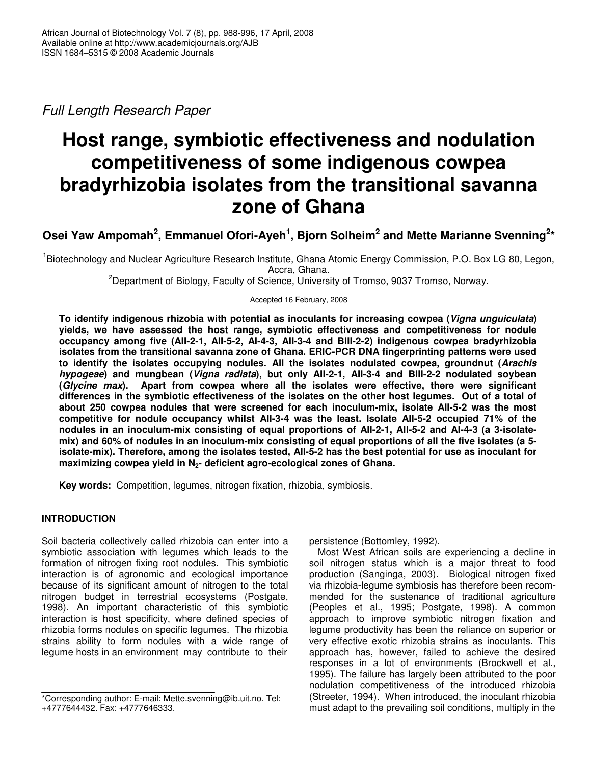*Full Length Research Paper*

# Host range, symbiotic effectiveness and nodulation competitiveness of some indigenous cowpea bradyrhizobia isolates from the transitional savanna zone of Ghana

**Osei Yaw Ampomah[2], Emmanuel Ofori-Ayeh[1], Bjorn Solheim[2] and Mette Marianne Svenning[2*]**

[1]Biotechnology and Nuclear Agriculture Research Institute, Ghana Atomic Energy Commission, P.O. Box LG 80, Legon, Accra, Ghana.

[2]Department of Biology, Faculty of Science, University of Tromso, 9037 Tromso, Norway.

Accepted 16 February, 2008

**To identify indigenous rhizobia with potential as inoculants for increasing cowpea (*Vigna unguiculata*) yields, we have assessed the host range, symbiotic effectiveness and competitiveness for nodule occupancy among five (AII-2-1, AII-5-2, AI-4-3, AII-3-4 and BIII-2-2) indigenous cowpea bradyrhizobia isolates from the transitional savanna zone of Ghana. ERIC-PCR DNA fingerprinting patterns were used to identify the isolates occupying nodules. All the isolates nodulated cowpea, groundnut (*Arachis hypogeae*) and mungbean (*Vigna radiata*), but only AII-2-1, AII-3-4 and BIII-2-2 nodulated soybean (*Glycine max*). Apart from cowpea where all the isolates were effective, there were significant differences in the symbiotic effectiveness of the isolates on the other host legumes. Out of a total of about 250 cowpea nodules that were screened for each inoculum-mix, isolate AII-5-2 was the most competitive for nodule occupancy whilst AII-3-4 was the least. Isolate AII-5-2 occupied 71% of the nodules in an inoculum-mix consisting of equal proportions of AII-2-1, AII-5-2 and AI-4-3 (a 3-isolate-mix) and 60% of nodules in an inoculum-mix consisting of equal proportions of all the five isolates (a 5-isolate-mix). Therefore, among the isolates tested, AII-5-2 has the best potential for use as inoculant for maximizing cowpea yield in $N_2$- deficient agro-ecological zones of Ghana.**

**Key words:** Competition, legumes, nitrogen fixation, rhizobia, symbiosis.

## INTRODUCTION

Soil bacteria collectively called rhizobia can enter into a symbiotic association with legumes which leads to the formation of nitrogen fixing root nodules. This symbiotic interaction is of agronomic and ecological importance because of its significant amount of nitrogen to the total nitrogen budget in terrestrial ecosystems (Postgate, 1998). An important characteristic of this symbiotic interaction is host specificity, where defined species of rhizobia forms nodules on specific legumes. The rhizobia strains ability to form nodules with a wide range of legume hosts in an environment may contribute to their persistence (Bottomley, 1992).

Most West African soils are experiencing a decline in soil nitrogen status which is a major threat to food production (Sanginga, 2003). Biological nitrogen fixed via rhizobia-legume symbiosis has therefore been recommended for the sustenance of traditional agriculture (Peoples et al., 1995; Postgate, 1998). A common approach to improve symbiotic nitrogen fixation and legume productivity has been the reliance on superior or very effective exotic rhizobia strains as inoculants. This approach has, however, failed to achieve the desired responses in a lot of environments (Brockwell et al., 1995). The failure has largely been attributed to the poor nodulation competitiveness of the introduced rhizobia (Streeter, 1994). When introduced, the inoculant rhizobia must adapt to the prevailing soil conditions, multiply in the

*Corresponding author: E-mail: Mette.svenning@ib.uit.no. Tel: +4777644432. Fax: +4777646333.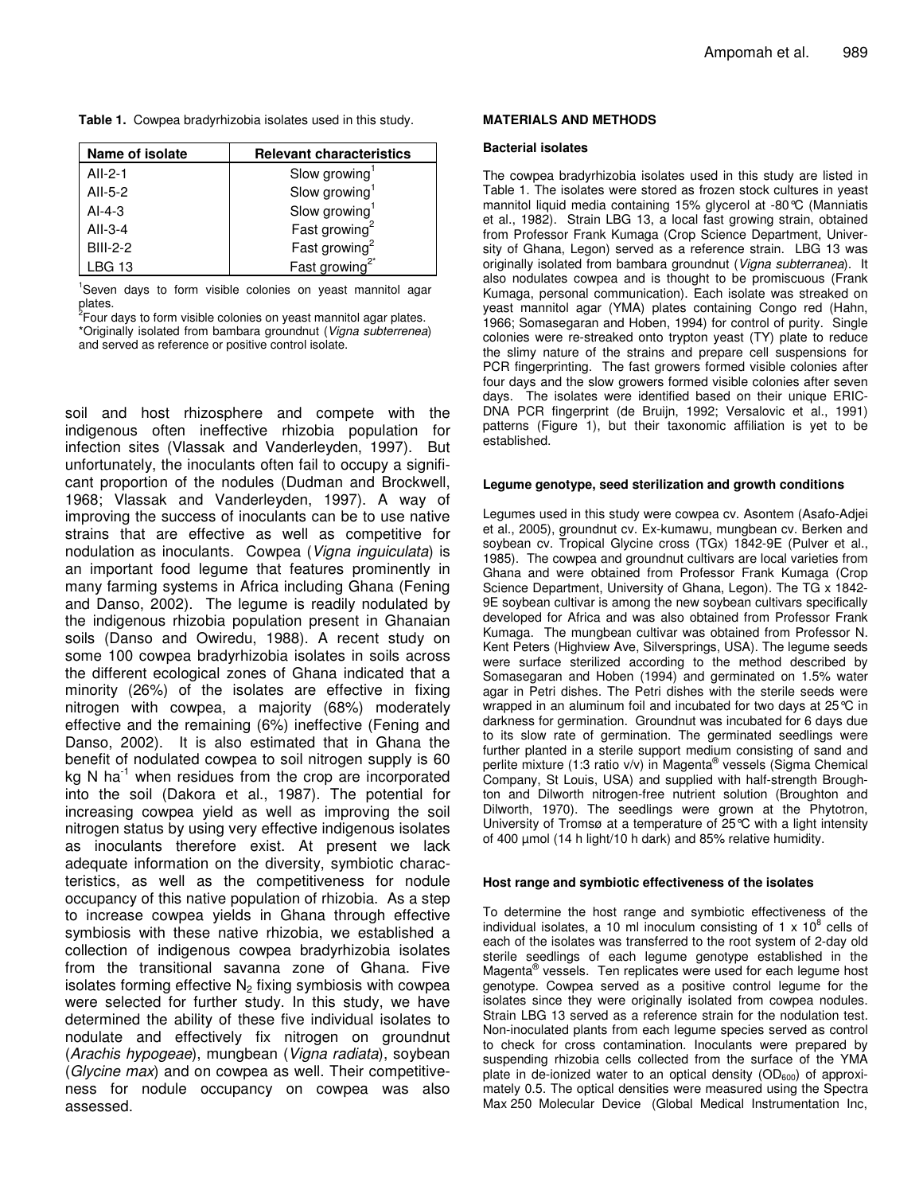**Table 1.** Cowpea bradyrhizobia isolates used in this study.

| Name of isolate | Relevant characteristics |
|---|---|
| AII-2-1 | Slow growing[1] |
| AII-5-2 | Slow growing[1] |
| AI-4-3 | Slow growing[1] |
| AII-3-4 | Fast growing[2] |
| BIII-2-2 | Fast growing[2] |
| LBG 13 | Fast growing[2*] |

[1]Seven days to form visible colonies on yeast mannitol agar plates.
[2]Four days to form visible colonies on yeast mannitol agar plates.
*Originally isolated from bambara groundnut (*Vigna subterrenea*) and served as reference or positive control isolate.

soil and host rhizosphere and compete with the indigenous often ineffective rhizobia population for infection sites (Vlassak and Vanderleyden, 1997). But unfortunately, the inoculants often fail to occupy a significant proportion of the nodules (Dudman and Brockwell, 1968; Vlassak and Vanderleyden, 1997). A way of improving the success of inoculants can be to use native strains that are effective as well as competitive for nodulation as inoculants. Cowpea (*Vigna inguiculata*) is an important food legume that features prominently in many farming systems in Africa including Ghana (Fening and Danso, 2002). The legume is readily nodulated by the indigenous rhizobia population present in Ghanaian soils (Danso and Owiredu, 1988). A recent study on some 100 cowpea bradyrhizobia isolates in soils across the different ecological zones of Ghana indicated that a minority (26%) of the isolates are effective in fixing nitrogen with cowpea, a majority (68%) moderately effective and the remaining (6%) ineffective (Fening and Danso, 2002). It is also estimated that in Ghana the benefit of nodulated cowpea to soil nitrogen supply is 60 kg N ha$^{-1}$ when residues from the crop are incorporated into the soil (Dakora et al., 1987). The potential for increasing cowpea yield as well as improving the soil nitrogen status by using very effective indigenous isolates as inoculants therefore exist. At present we lack adequate information on the diversity, symbiotic characteristics, as well as the competitiveness for nodule occupancy of this native population of rhizobia. As a step to increase cowpea yields in Ghana through effective symbiosis with these native rhizobia, we established a collection of indigenous cowpea bradyrhizobia isolates from the transitional savanna zone of Ghana. Five isolates forming effective $N_2$ fixing symbiosis with cowpea were selected for further study. In this study, we have determined the ability of these five individual isolates to nodulate and effectively fix nitrogen on groundnut (*Arachis hypogeae*), mungbean (*Vigna radiata*), soybean (*Glycine max*) and on cowpea as well. Their competitiveness for nodule occupancy on cowpea was also assessed.

## MATERIALS AND METHODS

### Bacterial isolates

The cowpea bradyrhizobia isolates used in this study are listed in Table 1. The isolates were stored as frozen stock cultures in yeast mannitol liquid media containing 15% glycerol at -80°C (Manniatis et al., 1982). Strain LBG 13, a local fast growing strain, obtained from Professor Frank Kumaga (Crop Science Department, University of Ghana, Legon) served as a reference strain. LBG 13 was originally isolated from bambara groundnut (*Vigna subterranea*). It also nodulates cowpea and is thought to be promiscuous (Frank Kumaga, personal communication). Each isolate was streaked on yeast mannitol agar (YMA) plates containing Congo red (Hahn, 1966; Somasegaran and Hoben, 1994) for control of purity. Single colonies were re-streaked onto trypton yeast (TY) plate to reduce the slimy nature of the strains and prepare cell suspensions for PCR fingerprinting. The fast growers formed visible colonies after four days and the slow growers formed visible colonies after seven days. The isolates were identified based on their unique ERIC-DNA PCR fingerprint (de Bruijn, 1992; Versalovic et al., 1991) patterns (Figure 1), but their taxonomic affiliation is yet to be established.

### Legume genotype, seed sterilization and growth conditions

Legumes used in this study were cowpea cv. Asontem (Asafo-Adjei et al., 2005), groundnut cv. Ex-kumawu, mungbean cv. Berken and soybean cv. Tropical Glycine cross (TGx) 1842-9E (Pulver et al., 1985). The cowpea and groundnut cultivars are local varieties from Ghana and were obtained from Professor Frank Kumaga (Crop Science Department, University of Ghana, Legon). The TG x 1842-9E soybean cultivar is among the new soybean cultivars specifically developed for Africa and was also obtained from Professor Frank Kumaga. The mungbean cultivar was obtained from Professor N. Kent Peters (Highview Ave, Silversprings, USA). The legume seeds were surface sterilized according to the method described by Somasegaran and Hoben (1994) and germinated on 1.5% water agar in Petri dishes. The Petri dishes with the sterile seeds were wrapped in an aluminum foil and incubated for two days at 25°C in darkness for germination. Groundnut was incubated for 6 days due to its slow rate of germination. The germinated seedlings were further planted in a sterile support medium consisting of sand and perlite mixture (1:3 ratio v/v) in Magenta® vessels (Sigma Chemical Company, St Louis, USA) and supplied with half-strength Broughton and Dilworth nitrogen-free nutrient solution (Broughton and Dilworth, 1970). The seedlings were grown at the Phytotron, University of Tromsø at a temperature of 25°C with a light intensity of 400 µmol (14 h light/10 h dark) and 85% relative humidity.

### Host range and symbiotic effectiveness of the isolates

To determine the host range and symbiotic effectiveness of the individual isolates, a 10 ml inoculum consisting of 1 x 10$^8$ cells of each of the isolates was transferred to the root system of 2-day old sterile seedlings of each legume genotype established in the Magenta® vessels. Ten replicates were used for each legume host genotype. Cowpea served as a positive control legume for the isolates since they were originally isolated from cowpea nodules. Strain LBG 13 served as a reference strain for the nodulation test. Non-inoculated plants from each legume species served as control to check for cross contamination. Inoculants were prepared by suspending rhizobia cells collected from the surface of the YMA plate in de-ionized water to an optical density ($OD_{600}$) of approximately 0.5. The optical densities were measured using the Spectra Max 250 Molecular Device (Global Medical Instrumentation Inc,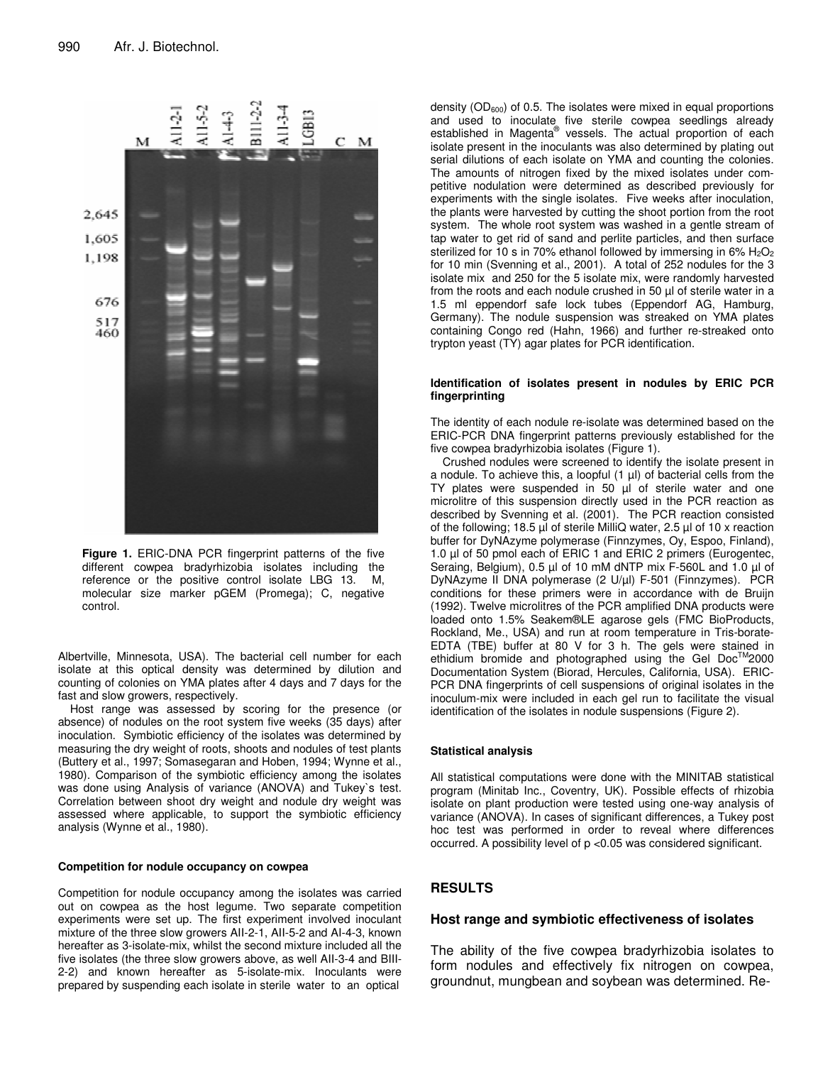**Figure 1.** ERIC-DNA PCR fingerprint patterns of the five different cowpea bradyrhizobia isolates including the reference or the positive control isolate LBG 13. M, molecular size marker pGEM (Promega); C, negative control.

Albertville, Minnesota, USA). The bacterial cell number for each isolate at this optical density was determined by dilution and counting of colonies on YMA plates after 4 days and 7 days for the fast and slow growers, respectively.

Host range was assessed by scoring for the presence (or absence) of nodules on the root system five weeks (35 days) after inoculation. Symbiotic efficiency of the isolates was determined by measuring the dry weight of roots, shoots and nodules of test plants (Buttery et al., 1997; Somasegaran and Hoben, 1994; Wynne et al., 1980). Comparison of the symbiotic efficiency among the isolates was done using Analysis of variance (ANOVA) and Tukey`s test. Correlation between shoot dry weight and nodule dry weight was assessed where applicable, to support the symbiotic efficiency analysis (Wynne et al., 1980).

#### Competition for nodule occupancy on cowpea

Competition for nodule occupancy among the isolates was carried out on cowpea as the host legume. Two separate competition experiments were set up. The first experiment involved inoculant mixture of the three slow growers AII-2-1, AII-5-2 and AI-4-3, known hereafter as 3-isolate-mix, whilst the second mixture included all the five isolates (the three slow growers above, as well AII-3-4 and BIII-2-2) and known hereafter as 5-isolate-mix. Inoculants were prepared by suspending each isolate in sterile water to an optical density ($OD_{600}$) of 0.5. The isolates were mixed in equal proportions and used to inoculate five sterile cowpea seedlings already established in Magenta® vessels. The actual proportion of each isolate present in the inoculants was also determined by plating out serial dilutions of each isolate on YMA and counting the colonies. The amounts of nitrogen fixed by the mixed isolates under competitive nodulation were determined as described previously for experiments with the single isolates. Five weeks after inoculation, the plants were harvested by cutting the shoot portion from the root system. The whole root system was washed in a gentle stream of tap water to get rid of sand and perlite particles, and then surface sterilized for 10 s in 70% ethanol followed by immersing in 6% $H_2O_2$ for 10 min (Svenning et al., 2001). A total of 252 nodules for the 3 isolate mix and 250 for the 5 isolate mix, were randomly harvested from the roots and each nodule crushed in 50 µl of sterile water in a 1.5 ml eppendorf safe lock tubes (Eppendorf AG, Hamburg, Germany). The nodule suspension was streaked on YMA plates containing Congo red (Hahn, 1966) and further re-streaked onto trypton yeast (TY) agar plates for PCR identification.

#### Identification of isolates present in nodules by ERIC PCR fingerprinting

The identity of each nodule re-isolate was determined based on the ERIC-PCR DNA fingerprint patterns previously established for the five cowpea bradyrhizobia isolates (Figure 1).

Crushed nodules were screened to identify the isolate present in a nodule. To achieve this, a loopful (1 µl) of bacterial cells from the TY plates were suspended in 50 µl of sterile water and one microlitre of this suspension directly used in the PCR reaction as described by Svenning et al. (2001). The PCR reaction consisted of the following; 18.5 µl of sterile MilliQ water, 2.5 µl of 10 x reaction buffer for DyNAzyme polymerase (Finnzymes, Oy, Espoo, Finland), 1.0 µl of 50 pmol each of ERIC 1 and ERIC 2 primers (Eurogentec, Seraing, Belgium), 0.5 µl of 10 mM dNTP mix F-560L and 1.0 µl of DyNAzyme II DNA polymerase (2 U/µl) F-501 (Finnzymes). PCR conditions for these primers were in accordance with de Bruijn (1992). Twelve microlitres of the PCR amplified DNA products were loaded onto 1.5% Seakem®LE agarose gels (FMC BioProducts, Rockland, Me., USA) and run at room temperature in Tris-borate-EDTA (TBE) buffer at 80 V for 3 h. The gels were stained in ethidium bromide and photographed using the Gel Doc™2000 Documentation System (Biorad, Hercules, California, USA). ERIC-PCR DNA fingerprints of cell suspensions of original isolates in the inoculum-mix were included in each gel run to facilitate the visual identification of the isolates in nodule suspensions (Figure 2).

#### Statistical analysis

All statistical computations were done with the MINITAB statistical program (Minitab Inc., Coventry, UK). Possible effects of rhizobia isolate on plant production were tested using one-way analysis of variance (ANOVA). In cases of significant differences, a Tukey post hoc test was performed in order to reveal where differences occurred. A possibility level of $p < 0.05$ was considered significant.

## RESULTS

### Host range and symbiotic effectiveness of isolates

The ability of the five cowpea bradyrhizobia isolates to form nodules and effectively fix nitrogen on cowpea, groundnut, mungbean and soybean was determined. Re-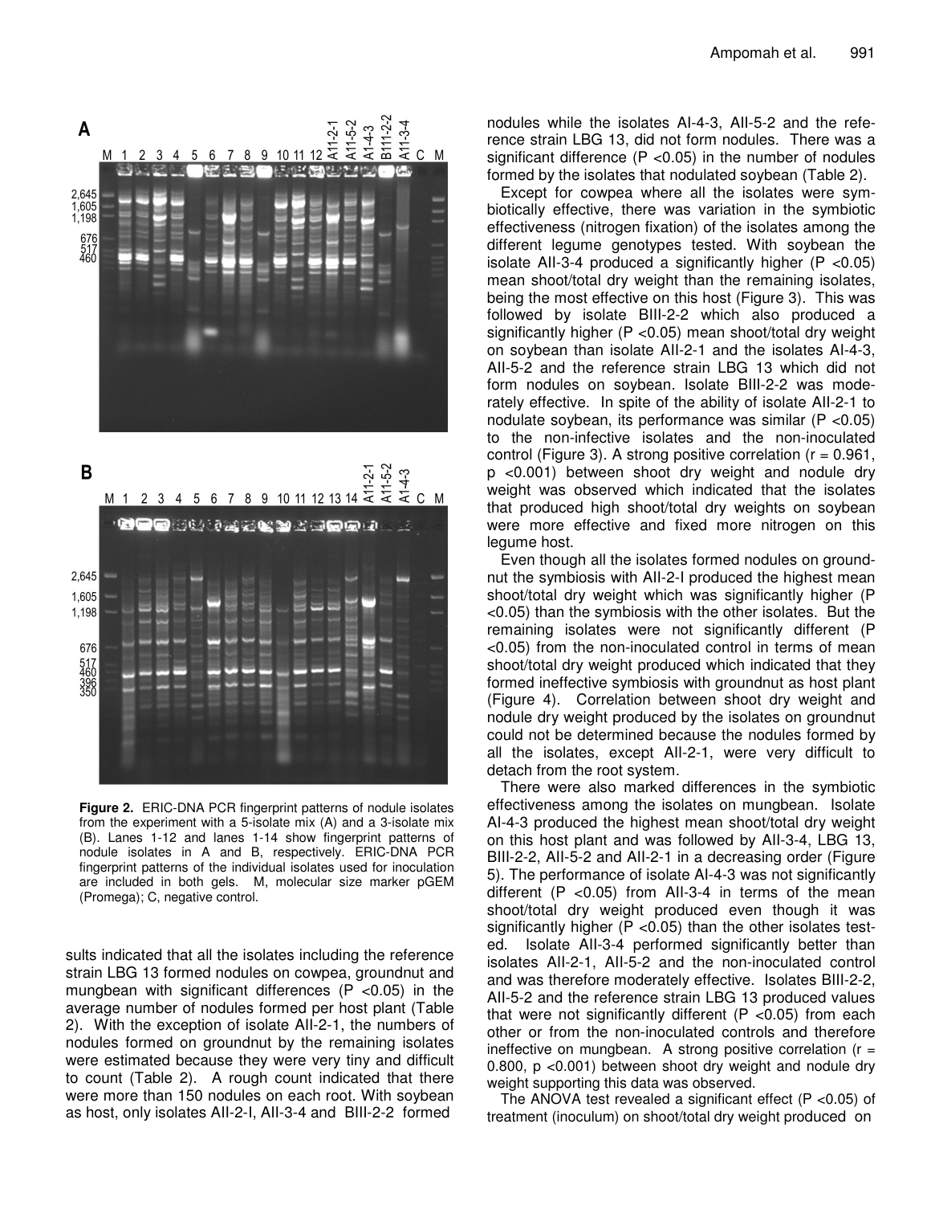**Figure 2.** ERIC-DNA PCR fingerprint patterns of nodule isolates from the experiment with a 5-isolate mix (A) and a 3-isolate mix (B). Lanes 1-12 and lanes 1-14 show fingerprint patterns of nodule isolates in A and B, respectively. ERIC-DNA PCR fingerprint patterns of the individual isolates used for inoculation are included in both gels. M, molecular size marker pGEM (Promega); C, negative control.

sults indicated that all the isolates including the reference strain LBG 13 formed nodules on cowpea, groundnut and mungbean with significant differences (P <0.05) in the average number of nodules formed per host plant (Table 2). With the exception of isolate AII-2-1, the numbers of nodules formed on groundnut by the remaining isolates were estimated because they were very tiny and difficult to count (Table 2). A rough count indicated that there were more than 150 nodules on each root. With soybean as host, only isolates AII-2-I, AII-3-4 and BIII-2-2 formed nodules while the isolates AI-4-3, AII-5-2 and the reference strain LBG 13, did not form nodules. There was a significant difference (P <0.05) in the number of nodules formed by the isolates that nodulated soybean (Table 2).

Except for cowpea where all the isolates were symbiotically effective, there was variation in the symbiotic effectiveness (nitrogen fixation) of the isolates among the different legume genotypes tested. With soybean the isolate AII-3-4 produced a significantly higher (P <0.05) mean shoot/total dry weight than the remaining isolates, being the most effective on this host (Figure 3). This was followed by isolate BIII-2-2 which also produced a significantly higher (P <0.05) mean shoot/total dry weight on soybean than isolate AII-2-1 and the isolates AI-4-3, AII-5-2 and the reference strain LBG 13 which did not form nodules on soybean. Isolate BIII-2-2 was moderately effective. In spite of the ability of isolate AII-2-1 to nodulate soybean, its performance was similar (P <0.05) to the non-infective isolates and the non-inoculated control (Figure 3). A strong positive correlation (r = 0.961, p <0.001) between shoot dry weight and nodule dry weight was observed which indicated that the isolates that produced high shoot/total dry weights on soybean were more effective and fixed more nitrogen on this legume host.

Even though all the isolates formed nodules on groundnut the symbiosis with AII-2-I produced the highest mean shoot/total dry weight which was significantly higher (P <0.05) than the symbiosis with the other isolates. But the remaining isolates were not significantly different (P <0.05) from the non-inoculated control in terms of mean shoot/total dry weight produced which indicated that they formed ineffective symbiosis with groundnut as host plant (Figure 4). Correlation between shoot dry weight and nodule dry weight produced by the isolates on groundnut could not be determined because the nodules formed by all the isolates, except AII-2-1, were very difficult to detach from the root system.

There were also marked differences in the symbiotic effectiveness among the isolates on mungbean. Isolate AI-4-3 produced the highest mean shoot/total dry weight on this host plant and was followed by AII-3-4, LBG 13, BIII-2-2, AII-5-2 and AII-2-1 in a decreasing order (Figure 5). The performance of isolate AI-4-3 was not significantly different (P <0.05) from AII-3-4 in terms of the mean shoot/total dry weight produced even though it was significantly higher (P <0.05) than the other isolates tested. Isolate AII-3-4 performed significantly better than isolates AII-2-1, AII-5-2 and the non-inoculated control and was therefore moderately effective. Isolates BIII-2-2, AII-5-2 and the reference strain LBG 13 produced values that were not significantly different (P <0.05) from each other or from the non-inoculated controls and therefore ineffective on mungbean. A strong positive correlation (r = 0.800, p <0.001) between shoot dry weight and nodule dry weight supporting this data was observed.

The ANOVA test revealed a significant effect (P <0.05) of treatment (inoculum) on shoot/total dry weight produced on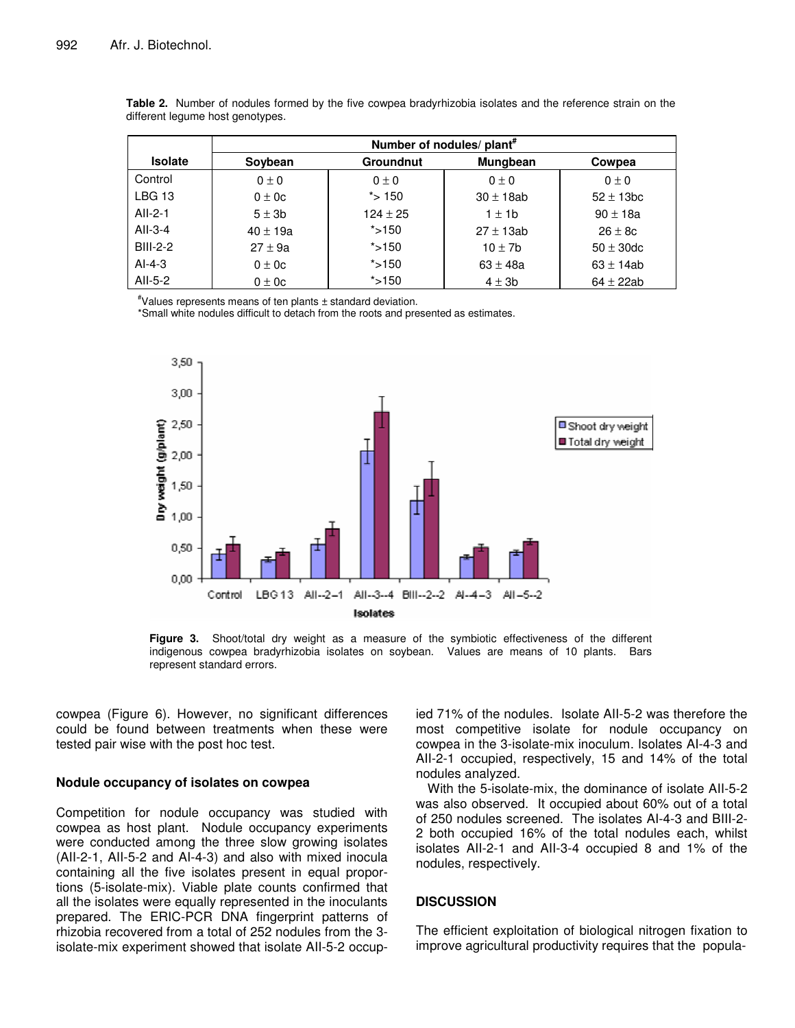**Table 2.** Number of nodules formed by the five cowpea bradyrhizobia isolates and the reference strain on the different legume host genotypes.

| Isolate | Number of nodules/ plant[#] | | | |
|---|---|---|---|---|
| | Soybean | Groundnut | Mungbean | Cowpea |
| Control | 0 ± 0 | 0 ± 0 | 0 ± 0 | 0 ± 0 |
| LBG 13 | 0 ± 0c | *> 150 | 30 ± 18ab | 52 ± 13bc |
| AII-2-1 | 5 ± 3b | 124 ± 25 | 1 ± 1b | 90 ± 18a |
| AII-3-4 | 40 ± 19a | *>150 | 27 ± 13ab | 26 ± 8c |
| BIII-2-2 | 27 ± 9a | *>150 | 10 ± 7b | 50 ± 30dc |
| AI-4-3 | 0 ± 0c | *>150 | 63 ± 48a | 63 ± 14ab |
| AII-5-2 | 0 ± 0c | *>150 | 4 ± 3b | 64 ± 22ab |

[#]Values represents means of ten plants ± standard deviation.
*Small white nodules difficult to detach from the roots and presented as estimates.

**Figure 3.** Shoot/total dry weight as a measure of the symbiotic effectiveness of the different indigenous cowpea bradyrhizobia isolates on soybean. Values are means of 10 plants. Bars represent standard errors.

cowpea (Figure 6). However, no significant differences could be found between treatments when these were tested pair wise with the post hoc test.

### Nodule occupancy of isolates on cowpea

Competition for nodule occupancy was studied with cowpea as host plant. Nodule occupancy experiments were conducted among the three slow growing isolates (AII-2-1, AII-5-2 and AI-4-3) and also with mixed inocula containing all the five isolates present in equal proportions (5-isolate-mix). Viable plate counts confirmed that all the isolates were equally represented in the inoculants prepared. The ERIC-PCR DNA fingerprint patterns of rhizobia recovered from a total of 252 nodules from the 3-isolate-mix experiment showed that isolate AII-5-2 occupied 71% of the nodules. Isolate AII-5-2 was therefore the most competitive isolate for nodule occupancy on cowpea in the 3-isolate-mix inoculum. Isolates AI-4-3 and AII-2-1 occupied, respectively, 15 and 14% of the total nodules analyzed.

With the 5-isolate-mix, the dominance of isolate AII-5-2 was also observed. It occupied about 60% out of a total of 250 nodules screened. The isolates AI-4-3 and BIII-2-2 both occupied 16% of the total nodules each, whilst isolates AII-2-1 and AII-3-4 occupied 8 and 1% of the nodules, respectively.

## DISCUSSION

The efficient exploitation of biological nitrogen fixation to improve agricultural productivity requires that the popula-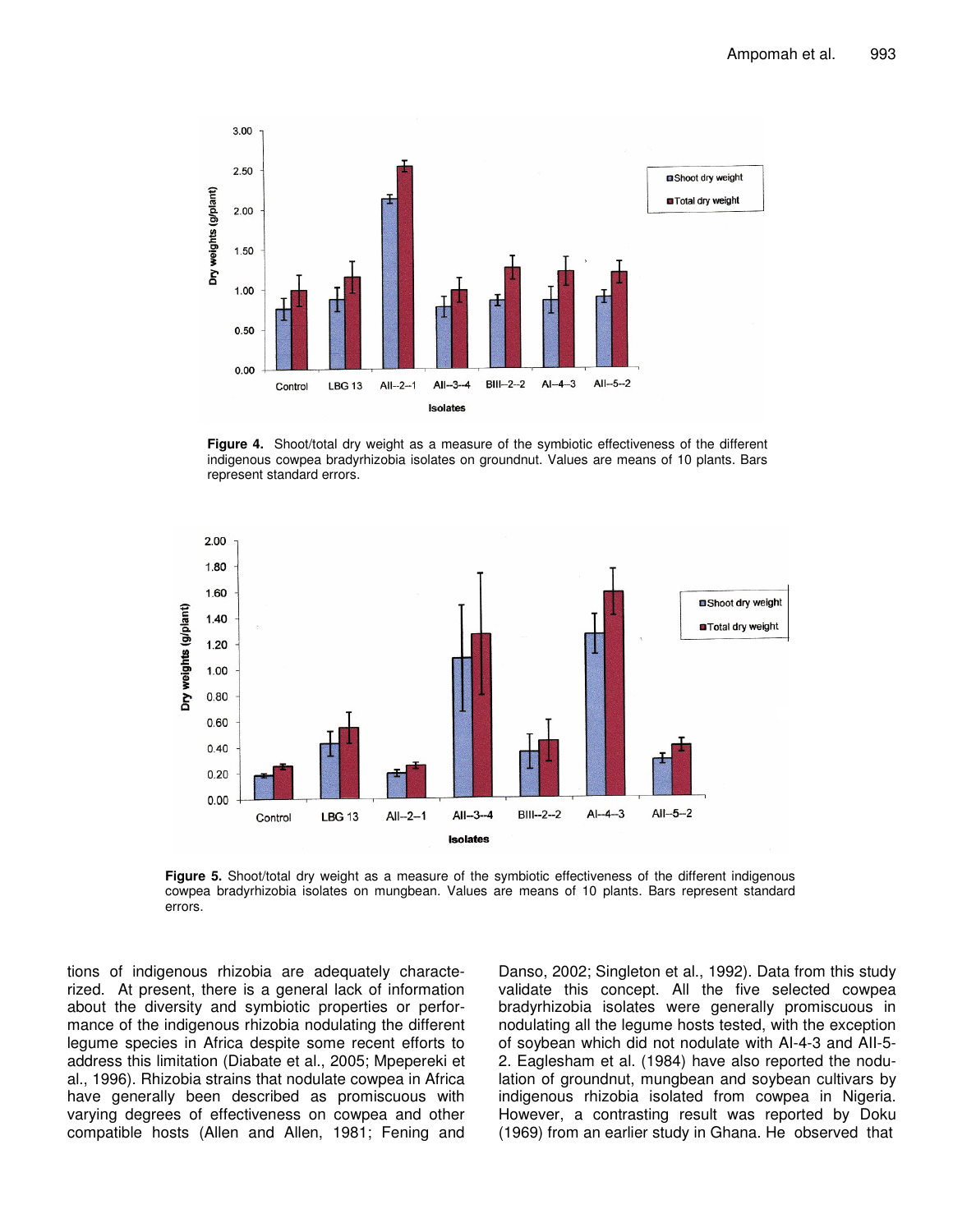**Figure 4.** Shoot/total dry weight as a measure of the symbiotic effectiveness of the different indigenous cowpea bradyrhizobia isolates on groundnut. Values are means of 10 plants. Bars represent standard errors.

**Figure 5.** Shoot/total dry weight as a measure of the symbiotic effectiveness of the different indigenous cowpea bradyrhizobia isolates on mungbean. Values are means of 10 plants. Bars represent standard errors.

tions of indigenous rhizobia are adequately characterized. At present, there is a general lack of information about the diversity and symbiotic properties or performance of the indigenous rhizobia nodulating the different legume species in Africa despite some recent efforts to address this limitation (Diabate et al., 2005; Mpepereki et al., 1996). Rhizobia strains that nodulate cowpea in Africa have generally been described as promiscuous with varying degrees of effectiveness on cowpea and other compatible hosts (Allen and Allen, 1981; Fening and Danso, 2002; Singleton et al., 1992). Data from this study validate this concept. All the five selected cowpea bradyrhizobia isolates were generally promiscuous in nodulating all the legume hosts tested, with the exception of soybean which did not nodulate with AI-4-3 and AII-5-2. Eaglesham et al. (1984) have also reported the nodulation of groundnut, mungbean and soybean cultivars by indigenous rhizobia isolated from cowpea in Nigeria. However, a contrasting result was reported by Doku (1969) from an earlier study in Ghana. He observed that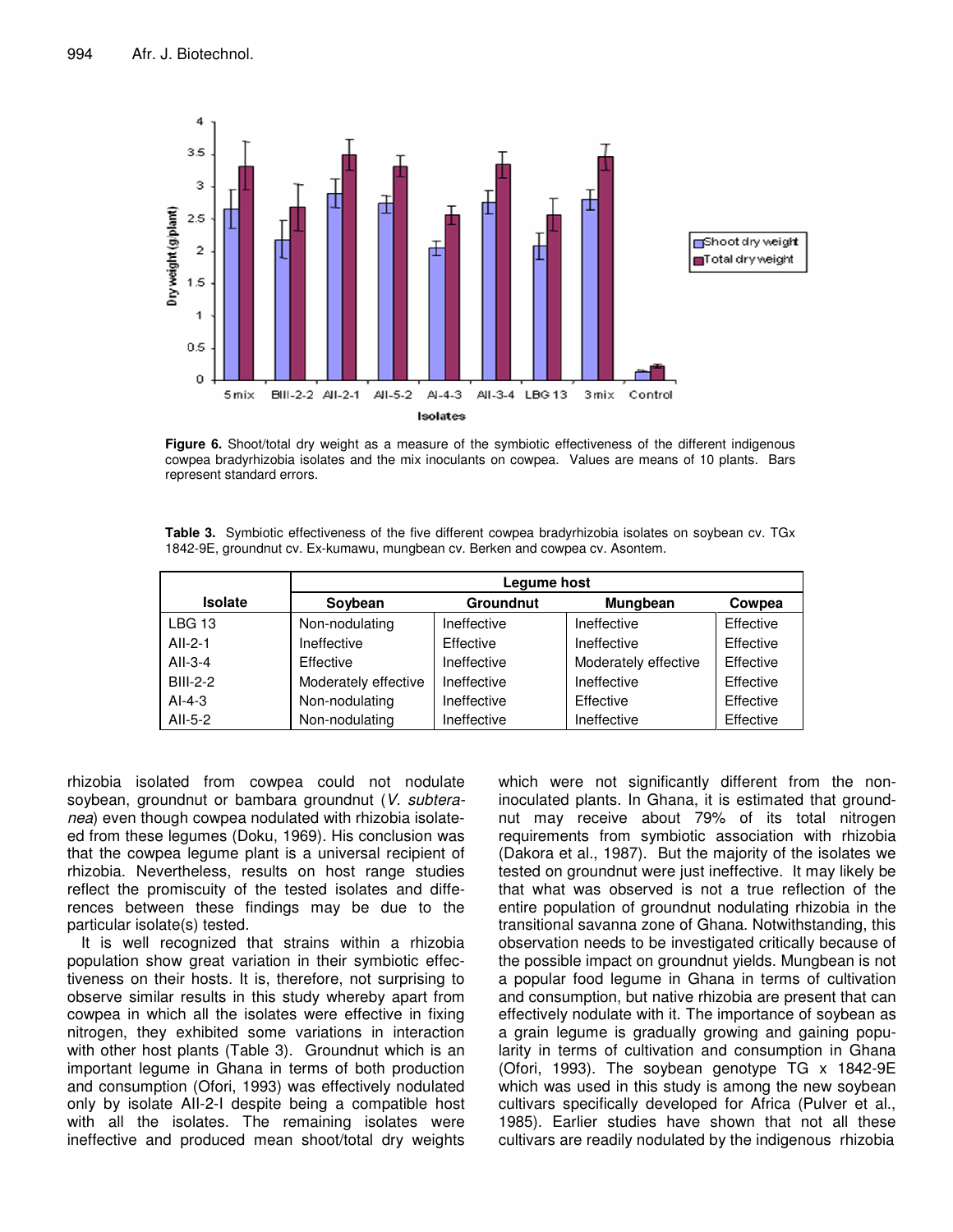**Figure 6.** Shoot/total dry weight as a measure of the symbiotic effectiveness of the different indigenous cowpea bradyrhizobia isolates and the mix inoculants on cowpea. Values are means of 10 plants. Bars represent standard errors.

**Table 3.** Symbiotic effectiveness of the five different cowpea bradyrhizobia isolates on soybean cv. TGx 1842-9E, groundnut cv. Ex-kumawu, mungbean cv. Berken and cowpea cv. Asontem.

| Isolate | Legume host | | | |
|---|---|---|---|---|
| | Soybean | Groundnut | Mungbean | Cowpea |
| LBG 13 | Non-nodulating | Ineffective | Ineffective | Effective |
| AII-2-1 | Ineffective | Effective | Ineffective | Effective |
| AII-3-4 | Effective | Ineffective | Moderately effective | Effective |
| BIII-2-2 | Moderately effective | Ineffective | Ineffective | Effective |
| AI-4-3 | Non-nodulating | Ineffective | Effective | Effective |
| AII-5-2 | Non-nodulating | Ineffective | Ineffective | Effective |

rhizobia isolated from cowpea could not nodulate soybean, groundnut or bambara groundnut (*V. subterranea*) even though cowpea nodulated with rhizobia isolateed from these legumes (Doku, 1969). His conclusion was that the cowpea legume plant is a universal recipient of rhizobia. Nevertheless, results on host range studies reflect the promiscuity of the tested isolates and differences between these findings may be due to the particular isolate(s) tested.

It is well recognized that strains within a rhizobia population show great variation in their symbiotic effectiveness on their hosts. It is, therefore, not surprising to observe similar results in this study whereby apart from cowpea in which all the isolates were effective in fixing nitrogen, they exhibited some variations in interaction with other host plants (Table 3). Groundnut which is an important legume in Ghana in terms of both production and consumption (Ofori, 1993) was effectively nodulated only by isolate AII-2-I despite being a compatible host with all the isolates. The remaining isolates were ineffective and produced mean shoot/total dry weights which were not significantly different from the non-inoculated plants. In Ghana, it is estimated that groundnut may receive about 79% of its total nitrogen requirements from symbiotic association with rhizobia (Dakora et al., 1987). But the majority of the isolates we tested on groundnut were just ineffective. It may likely be that what was observed is not a true reflection of the entire population of groundnut nodulating rhizobia in the transitional savanna zone of Ghana. Notwithstanding, this observation needs to be investigated critically because of the possible impact on groundnut yields. Mungbean is not a popular food legume in Ghana in terms of cultivation and consumption, but native rhizobia are present that can effectively nodulate with it. The importance of soybean as a grain legume is gradually growing and gaining popularity in terms of cultivation and consumption in Ghana (Ofori, 1993). The soybean genotype TG x 1842-9E which was used in this study is among the new soybean cultivars specifically developed for Africa (Pulver et al., 1985). Earlier studies have shown that not all these cultivars are readily nodulated by the indigenous rhizobia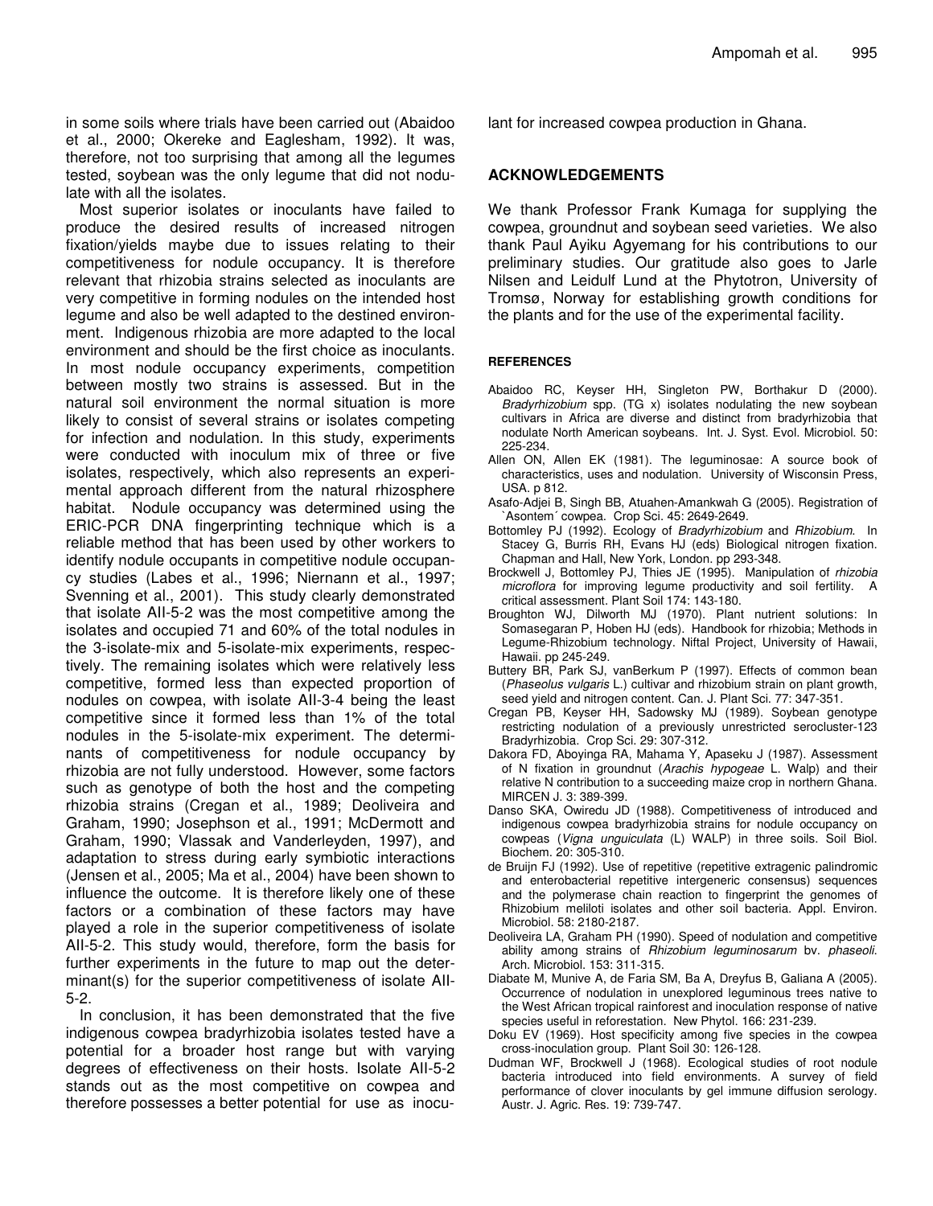in some soils where trials have been carried out (Abaidoo et al., 2000; Okereke and Eaglesham, 1992). It was, therefore, not too surprising that among all the legumes tested, soybean was the only legume that did not nodulate with all the isolates.

Most superior isolates or inoculants have failed to produce the desired results of increased nitrogen fixation/yields maybe due to issues relating to their competitiveness for nodule occupancy. It is therefore relevant that rhizobia strains selected as inoculants are very competitive in forming nodules on the intended host legume and also be well adapted to the destined environment. Indigenous rhizobia are more adapted to the local environment and should be the first choice as inoculants. In most nodule occupancy experiments, competition between mostly two strains is assessed. But in the natural soil environment the normal situation is more likely to consist of several strains or isolates competing for infection and nodulation. In this study, experiments were conducted with inoculum mix of three or five isolates, respectively, which also represents an experimental approach different from the natural rhizosphere habitat. Nodule occupancy was determined using the ERIC-PCR DNA fingerprinting technique which is a reliable method that has been used by other workers to identify nodule occupants in competitive nodule occupancy studies (Labes et al., 1996; Niernann et al., 1997; Svenning et al., 2001). This study clearly demonstrated that isolate AII-5-2 was the most competitive among the isolates and occupied 71 and 60% of the total nodules in the 3-isolate-mix and 5-isolate-mix experiments, respectively. The remaining isolates which were relatively less competitive, formed less than expected proportion of nodules on cowpea, with isolate AII-3-4 being the least competitive since it formed less than 1% of the total nodules in the 5-isolate-mix experiment. The determinants of competitiveness for nodule occupancy by rhizobia are not fully understood. However, some factors such as genotype of both the host and the competing rhizobia strains (Cregan et al., 1989; Deoliveira and Graham, 1990; Josephson et al., 1991; McDermott and Graham, 1990; Vlassak and Vanderleyden, 1997), and adaptation to stress during early symbiotic interactions (Jensen et al., 2005; Ma et al., 2004) have been shown to influence the outcome. It is therefore likely one of these factors or a combination of these factors may have played a role in the superior competitiveness of isolate AII-5-2. This study would, therefore, form the basis for further experiments in the future to map out the determinant(s) for the superior competitiveness of isolate AII-5-2.

In conclusion, it has been demonstrated that the five indigenous cowpea bradyrhizobia isolates tested have a potential for a broader host range but with varying degrees of effectiveness on their hosts. Isolate AII-5-2 stands out as the most competitive on cowpea and therefore possesses a better potential for use as inoculant for increased cowpea production in Ghana.

## ACKNOWLEDGEMENTS

We thank Professor Frank Kumaga for supplying the cowpea, groundnut and soybean seed varieties. We also thank Paul Ayiku Agyemang for his contributions to our preliminary studies. Our gratitude also goes to Jarle Nilsen and Leidulf Lund at the Phytotron, University of Tromsø, Norway for establishing growth conditions for the plants and for the use of the experimental facility.

## REFERENCES

Abaidoo RC, Keyser HH, Singleton PW, Borthakur D (2000). *Bradyrhizobium* spp. (TG x) isolates nodulating the new soybean cultivars in Africa are diverse and distinct from bradyrhizobia that nodulate North American soybeans. Int. J. Syst. Evol. Microbiol. 50: 225-234.

Allen ON, Allen EK (1981). The leguminosae: A source book of characteristics, uses and nodulation. University of Wisconsin Press, USA. p 812.

Asafo-Adjei B, Singh BB, Atuahen-Amankwah G (2005). Registration of `Asontem´ cowpea. Crop Sci. 45: 2649-2649.

Bottomley PJ (1992). Ecology of *Bradyrhizobium* and *Rhizobium*. In Stacey G, Burris RH, Evans HJ (eds) Biological nitrogen fixation. Chapman and Hall, New York, London. pp 293-348.

Brockwell J, Bottomley PJ, Thies JE (1995). Manipulation of *rhizobia microflora* for improving legume productivity and soil fertility. A critical assessment. Plant Soil 174: 143-180.

Broughton WJ, Dilworth MJ (1970). Plant nutrient solutions: In Somasegaran P, Hoben HJ (eds). Handbook for rhizobia; Methods in Legume-Rhizobium technology. Niftal Project, University of Hawaii, Hawaii. pp 245-249.

Buttery BR, Park SJ, vanBerkum P (1997). Effects of common bean (*Phaseolus vulgaris* L.) cultivar and rhizobium strain on plant growth, seed yield and nitrogen content. Can. J. Plant Sci. 77: 347-351.

Cregan PB, Keyser HH, Sadowsky MJ (1989). Soybean genotype restricting nodulation of a previously unrestricted serocluster-123 Bradyrhizobia. Crop Sci. 29: 307-312.

Dakora FD, Aboyinga RA, Mahama Y, Apaseku J (1987). Assessment of N fixation in groundnut (*Arachis hypogeae* L. Walp) and their relative N contribution to a succeeding maize crop in northern Ghana. MIRCEN J. 3: 389-399.

Danso SKA, Owiredu JD (1988). Competitiveness of introduced and indigenous cowpea bradyrhizobia strains for nodule occupancy on cowpeas (*Vigna unguiculata* (L) WALP) in three soils. Soil Biol. Biochem. 20: 305-310.

de Bruijn FJ (1992). Use of repetitive (repetitive extragenic palindromic and enterobacterial repetitive intergeneric consensus) sequences and the polymerase chain reaction to fingerprint the genomes of Rhizobium meliloti isolates and other soil bacteria. Appl. Environ. Microbiol. 58: 2180-2187.

Deoliveira LA, Graham PH (1990). Speed of nodulation and competitive ability among strains of *Rhizobium leguminosarum* bv. *phaseoli.* Arch. Microbiol. 153: 311-315.

Diabate M, Munive A, de Faria SM, Ba A, Dreyfus B, Galiana A (2005). Occurrence of nodulation in unexplored leguminous trees native to the West African tropical rainforest and inoculation response of native species useful in reforestation. New Phytol. 166: 231-239.

Doku EV (1969). Host specificity among five species in the cowpea cross-inoculation group. Plant Soil 30: 126-128.

Dudman WF, Brockwell J (1968). Ecological studies of root nodule bacteria introduced into field environments. A survey of field performance of clover inoculants by gel immune diffusion serology. Austr. J. Agric. Res. 19: 739-747.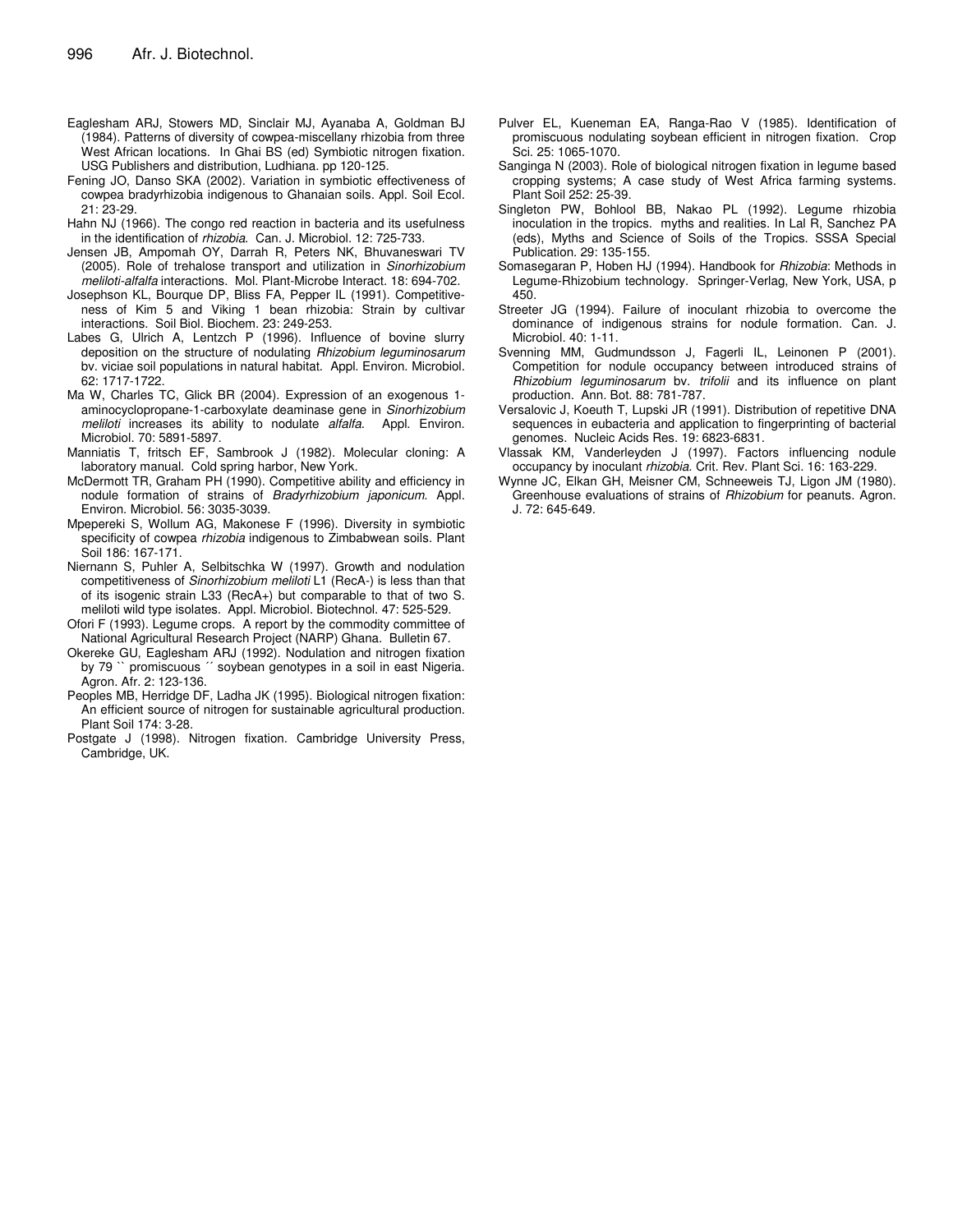Eaglesham ARJ, Stowers MD, Sinclair MJ, Ayanaba A, Goldman BJ (1984). Patterns of diversity of cowpea-miscellany rhizobia from three West African locations. In Ghai BS (ed) Symbiotic nitrogen fixation. USG Publishers and distribution, Ludhiana. pp 120-125.

Fening JO, Danso SKA (2002). Variation in symbiotic effectiveness of cowpea bradyrhizobia indigenous to Ghanaian soils. Appl. Soil Ecol. 21: 23-29.

Hahn NJ (1966). The congo red reaction in bacteria and its usefulness in the identification of *rhizobia*. Can. J. Microbiol. 12: 725-733.

Jensen JB, Ampomah OY, Darrah R, Peters NK, Bhuvaneswari TV (2005). Role of trehalose transport and utilization in *Sinorhizobium meliloti-alfalfa* interactions. Mol. Plant-Microbe Interact. 18: 694-702.

Josephson KL, Bourque DP, Bliss FA, Pepper IL (1991). Competitiveness of Kim 5 and Viking 1 bean rhizobia: Strain by cultivar interactions. Soil Biol. Biochem. 23: 249-253.

Labes G, Ulrich A, Lentzch P (1996). Influence of bovine slurry deposition on the structure of nodulating *Rhizobium leguminosarum* bv. viciae soil populations in natural habitat. Appl. Environ. Microbiol. 62: 1717-1722.

Ma W, Charles TC, Glick BR (2004). Expression of an exogenous 1-aminocyclopropane-1-carboxylate deaminase gene in *Sinorhizobium meliloti* increases its ability to nodulate *alfalfa*. Appl. Environ. Microbiol. 70: 5891-5897.

Manniatis T, fritsch EF, Sambrook J (1982). Molecular cloning: A laboratory manual. Cold spring harbor, New York.

McDermott TR, Graham PH (1990). Competitive ability and efficiency in nodule formation of strains of *Bradyrhizobium japonicum*. Appl. Environ. Microbiol. 56: 3035-3039.

Mpepereki S, Wollum AG, Makonese F (1996). Diversity in symbiotic specificity of cowpea *rhizobia* indigenous to Zimbabwean soils. Plant Soil 186: 167-171.

Niernann S, Puhler A, Selbitschka W (1997). Growth and nodulation competitiveness of *Sinorhizobium meliloti* L1 (RecA-) is less than that of its isogenic strain L33 (RecA+) but comparable to that of two S. meliloti wild type isolates. Appl. Microbiol. Biotechnol. 47: 525-529.

Ofori F (1993). Legume crops. A report by the commodity committee of National Agricultural Research Project (NARP) Ghana. Bulletin 67.

Okereke GU, Eaglesham ARJ (1992). Nodulation and nitrogen fixation by 79 `` promiscuous ´´ soybean genotypes in a soil in east Nigeria. Agron. Afr. 2: 123-136.

Peoples MB, Herridge DF, Ladha JK (1995). Biological nitrogen fixation: An efficient source of nitrogen for sustainable agricultural production. Plant Soil 174: 3-28.

Postgate J (1998). Nitrogen fixation. Cambridge University Press, Cambridge, UK.

Pulver EL, Kueneman EA, Ranga-Rao V (1985). Identification of promiscuous nodulating soybean efficient in nitrogen fixation. Crop Sci. 25: 1065-1070.

Sanginga N (2003). Role of biological nitrogen fixation in legume based cropping systems; A case study of West Africa farming systems. Plant Soil 252: 25-39.

Singleton PW, Bohlool BB, Nakao PL (1992). Legume rhizobia inoculation in the tropics. myths and realities. In Lal R, Sanchez PA (eds), Myths and Science of Soils of the Tropics. SSSA Special Publication. 29: 135-155.

Somasegaran P, Hoben HJ (1994). Handbook for *Rhizobia*: Methods in Legume-Rhizobium technology. Springer-Verlag, New York, USA, p 450.

Streeter JG (1994). Failure of inoculant rhizobia to overcome the dominance of indigenous strains for nodule formation. Can. J. Microbiol. 40: 1-11.

Svenning MM, Gudmundsson J, Fagerli IL, Leinonen P (2001). Competition for nodule occupancy between introduced strains of *Rhizobium leguminosarum* bv. *trifolii* and its influence on plant production. Ann. Bot. 88: 781-787.

Versalovic J, Koeuth T, Lupski JR (1991). Distribution of repetitive DNA sequences in eubacteria and application to fingerprinting of bacterial genomes. Nucleic Acids Res. 19: 6823-6831.

Vlassak KM, Vanderleyden J (1997). Factors influencing nodule occupancy by inoculant *rhizobia*. Crit. Rev. Plant Sci. 16: 163-229.

Wynne JC, Elkan GH, Meisner CM, Schneeweis TJ, Ligon JM (1980). Greenhouse evaluations of strains of *Rhizobium* for peanuts. Agron. J. 72: 645-649.